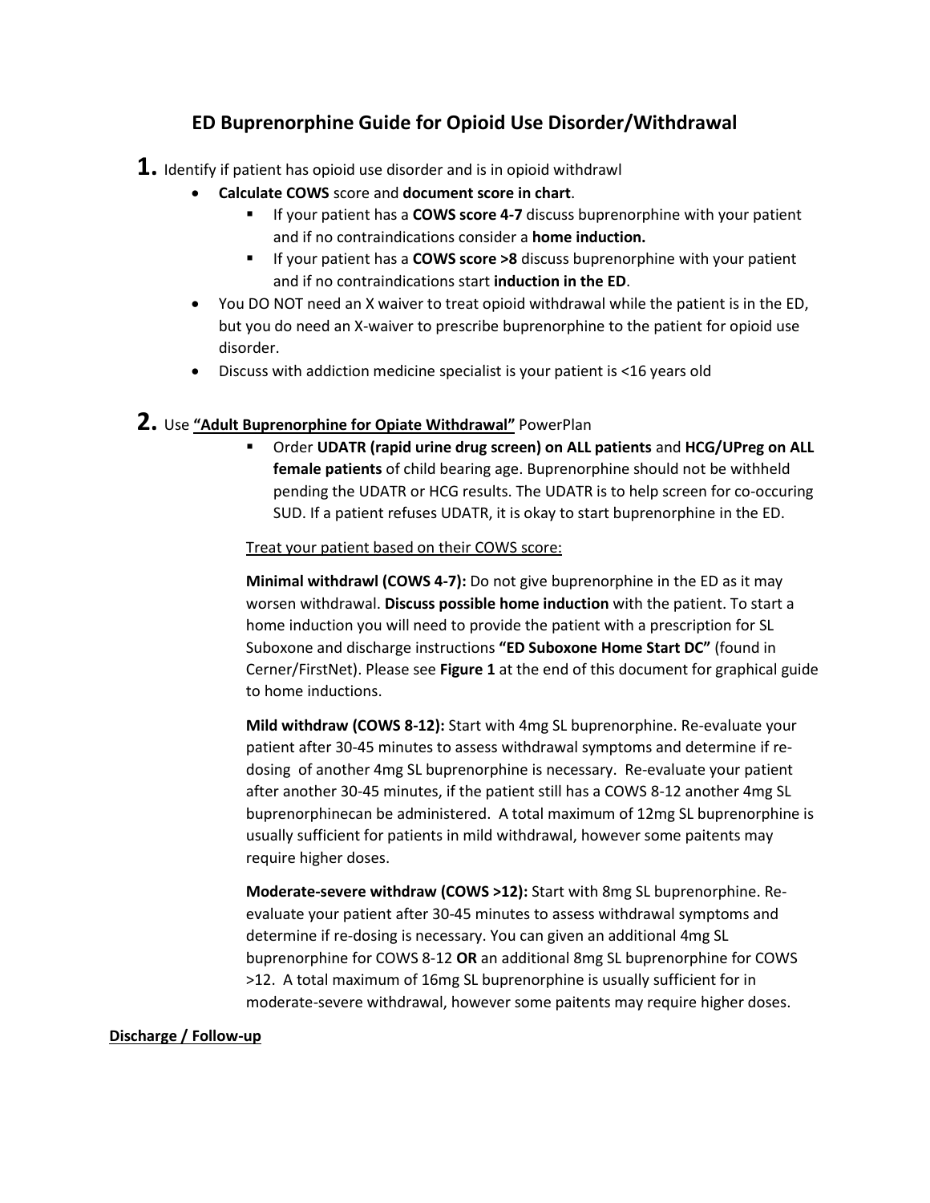# ED Buprenorphine Guide for Opioid Use Disorder/Withdrawal

**1.** Identify if patient has opioid use disorder and is in opioid withdrawl

- **Calculate COWS** score and **document score in chart**.
  - If your patient has a **COWS score 4-7** discuss buprenorphine with your patient and if no contraindications consider a **home induction.**
  - If your patient has a **COWS score >8** discuss buprenorphine with your patient and if no contraindications start **induction in the ED**.
- You DO NOT need an X waiver to treat opioid withdrawal while the patient is in the ED, but you do need an X-waiver to prescribe buprenorphine to the patient for opioid use disorder.
- Discuss with addiction medicine specialist is your patient is <16 years old

**2.** Use **<u>"Adult Buprenorphine for Opiate Withdrawal"</u>** PowerPlan

- Order **UDATR (rapid urine drug screen) on ALL patients** and **HCG/UPreg on ALL female patients** of child bearing age. Buprenorphine should not be withheld pending the UDATR or HCG results. The UDATR is to help screen for co-occuring SUD. If a patient refuses UDATR, it is okay to start buprenorphine in the ED.

<u>Treat your patient based on their COWS score:</u>

**Minimal withdrawl (COWS 4-7):** Do not give buprenorphine in the ED as it may worsen withdrawal. **Discuss possible home induction** with the patient. To start a home induction you will need to provide the patient with a prescription for SL Suboxone and discharge instructions **"ED Suboxone Home Start DC"** (found in Cerner/FirstNet). Please see **Figure 1** at the end of this document for graphical guide to home inductions.

**Mild withdraw (COWS 8-12):** Start with 4mg SL buprenorphine. Re-evaluate your patient after 30-45 minutes to assess withdrawal symptoms and determine if re-dosing of another 4mg SL buprenorphine is necessary. Re-evaluate your patient after another 30-45 minutes, if the patient still has a COWS 8-12 another 4mg SL buprenorphinecan be administered. A total maximum of 12mg SL buprenorphine is usually sufficient for patients in mild withdrawal, however some paitents may require higher doses.

**Moderate-severe withdraw (COWS >12):** Start with 8mg SL buprenorphine. Re-evaluate your patient after 30-45 minutes to assess withdrawal symptoms and determine if re-dosing is necessary. You can given an additional 4mg SL buprenorphine for COWS 8-12 **OR** an additional 8mg SL buprenorphine for COWS >12. A total maximum of 16mg SL buprenorphine is usually sufficient for in moderate-severe withdrawal, however some paitents may require higher doses.

**<u>Discharge / Follow-up</u>**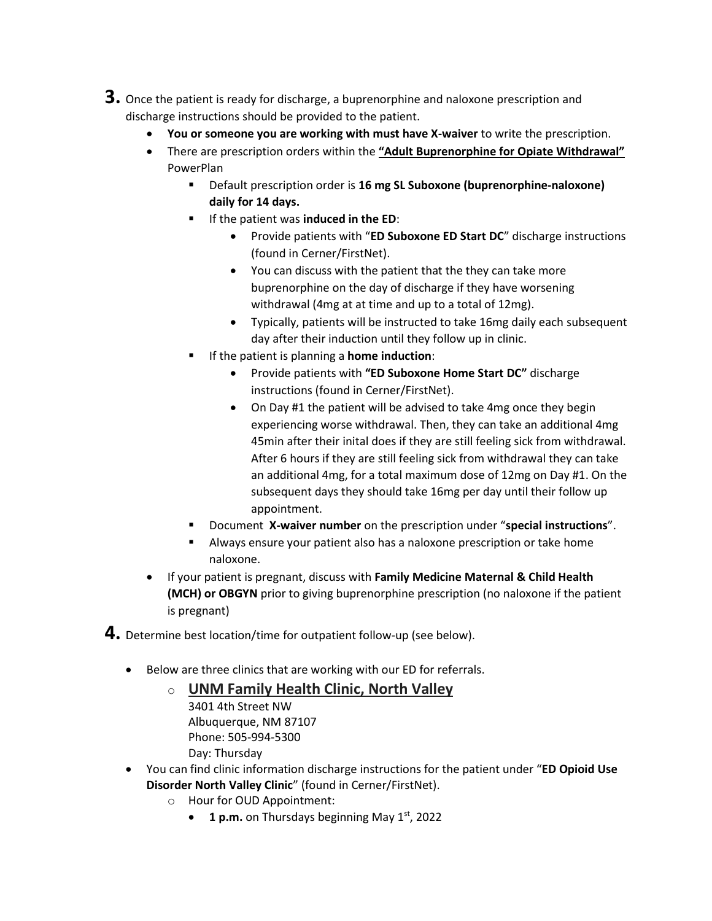**3.** Once the patient is ready for discharge, a buprenorphine and naloxone prescription and discharge instructions should be provided to the patient.

- **You or someone you are working with must have X-waiver** to write the prescription.
- There are prescription orders within the **<u>"Adult Buprenorphine for Opiate Withdrawal"</u>** PowerPlan
  - Default prescription order is **16 mg SL Suboxone (buprenorphine-naloxone) daily for 14 days.**
  - If the patient was **induced in the ED**:
    - Provide patients with "**ED Suboxone ED Start DC**" discharge instructions (found in Cerner/FirstNet).
    - You can discuss with the patient that the they can take more buprenorphine on the day of discharge if they have worsening withdrawal (4mg at at time and up to a total of 12mg).
    - Typically, patients will be instructed to take 16mg daily each subsequent day after their induction until they follow up in clinic.
  - If the patient is planning a **home induction**:
    - Provide patients with **"ED Suboxone Home Start DC"** discharge instructions (found in Cerner/FirstNet).
    - On Day #1 the patient will be advised to take 4mg once they begin experiencing worse withdrawal. Then, they can take an additional 4mg 45min after their inital does if they are still feeling sick from withdrawal. After 6 hours if they are still feeling sick from withdrawal they can take an additional 4mg, for a total maximum dose of 12mg on Day #1. On the subsequent days they should take 16mg per day until their follow up appointment.
  - Document **X-waiver number** on the prescription under "**special instructions**".
  - Always ensure your patient also has a naloxone prescription or take home naloxone.
- If your patient is pregnant, discuss with **Family Medicine Maternal & Child Health (MCH) or OBGYN** prior to giving buprenorphine prescription (no naloxone if the patient is pregnant)

**4.** Determine best location/time for outpatient follow-up (see below).

- Below are three clinics that are working with our ED for referrals.
  - **<u>UNM Family Health Clinic, North Valley</u>**
    3401 4th Street NW
    Albuquerque, NM 87107
    Phone: 505-994-5300
    Day: Thursday
- You can find clinic information discharge instructions for the patient under "**ED Opioid Use Disorder North Valley Clinic**" (found in Cerner/FirstNet).
  - Hour for OUD Appointment:
    - **1 p.m.** on Thursdays beginning May 1st, 2022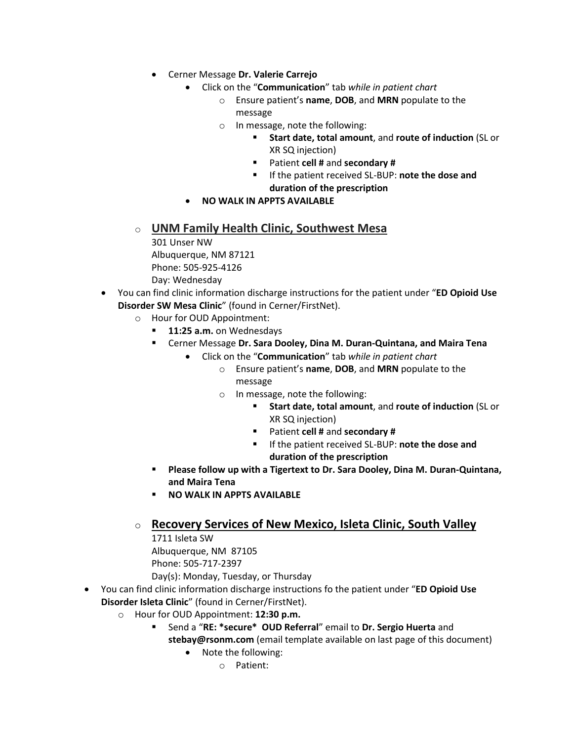- Cerner Message **Dr. Valerie Carrejo**
  - Click on the "**Communication**" tab *while in patient chart*
    - Ensure patient's **name**, **DOB**, and **MRN** populate to the message
    - In message, note the following:
      - **Start date, total amount**, and **route of induction** (SL or XR SQ injection)
      - Patient **cell #** and **secondary #**
      - If the patient received SL-BUP: **note the dose and duration of the prescription**
  - **NO WALK IN APPTS AVAILABLE**

- **<u>UNM Family Health Clinic, Southwest Mesa</u>**
  301 Unser NW
  Albuquerque, NM 87121
  Phone: 505-925-4126
  Day: Wednesday

- You can find clinic information discharge instructions for the patient under "**ED Opioid Use Disorder SW Mesa Clinic**" (found in Cerner/FirstNet).
  - Hour for OUD Appointment:
    - **11:25 a.m.** on Wednesdays
    - Cerner Message **Dr. Sara Dooley, Dina M. Duran-Quintana, and Maira Tena**
      - Click on the "**Communication**" tab *while in patient chart*
        - Ensure patient's **name**, **DOB**, and **MRN** populate to the message
        - In message, note the following:
          - **Start date, total amount**, and **route of induction** (SL or XR SQ injection)
          - Patient **cell #** and **secondary #**
          - If the patient received SL-BUP: **note the dose and duration of the prescription**
    - **Please follow up with a Tigertext to Dr. Sara Dooley, Dina M. Duran-Quintana, and Maira Tena**
    - **NO WALK IN APPTS AVAILABLE**

- **<u>Recovery Services of New Mexico, Isleta Clinic, South Valley</u>**
  1711 Isleta SW
  Albuquerque, NM 87105
  Phone: 505-717-2397
  Day(s): Monday, Tuesday, or Thursday

- You can find clinic information discharge instructions fo the patient under "**ED Opioid Use Disorder Isleta Clinic**" (found in Cerner/FirstNet).
  - Hour for OUD Appointment: **12:30 p.m.**
    - Send a "**RE: *secure* OUD Referral**" email to **Dr. Sergio Huerta** and **stebay@rsonm.com** (email template available on last page of this document)
      - Note the following:
        - Patient: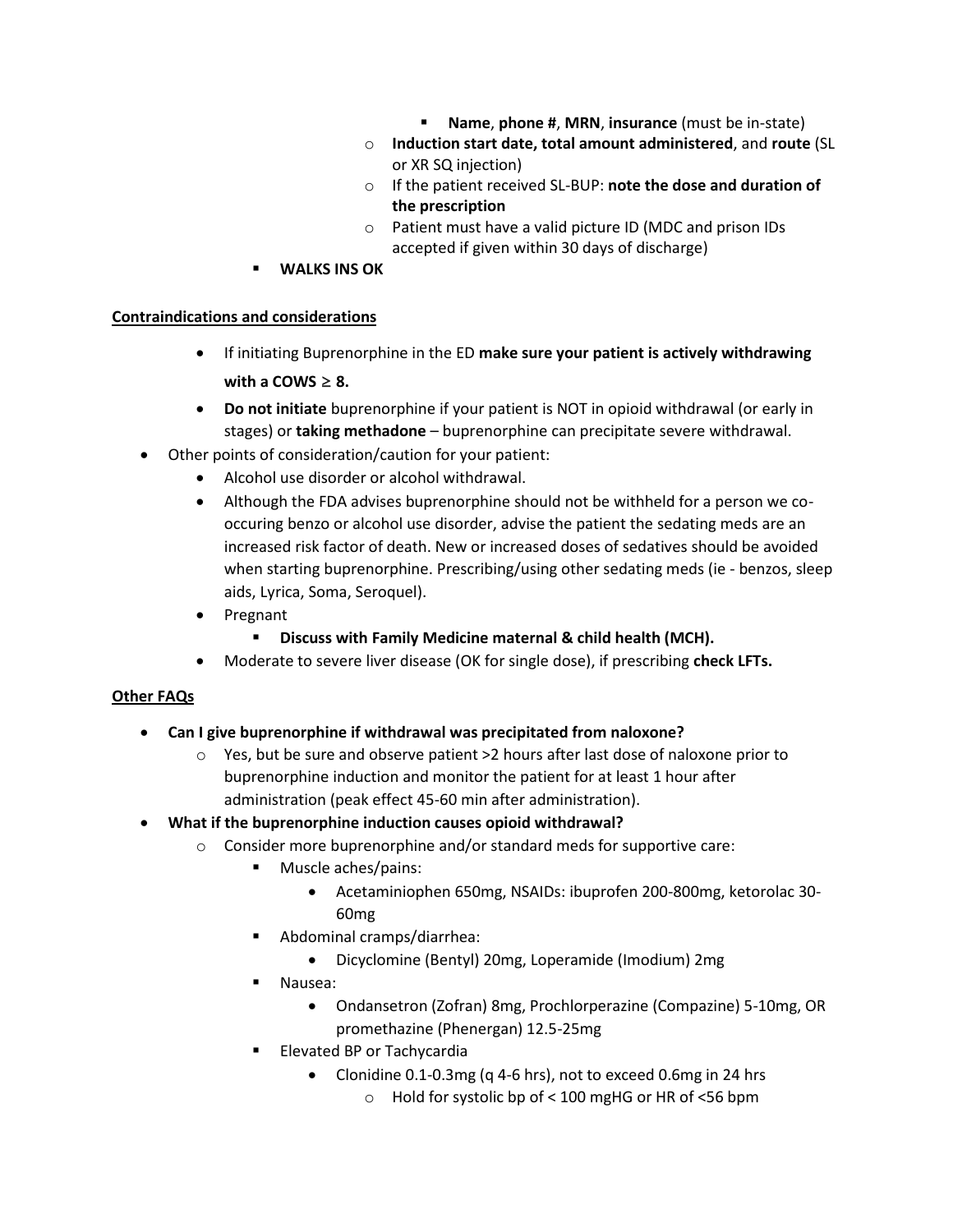- **Name**, **phone #**, **MRN**, **insurance** (must be in-state)
    - **Induction start date, total amount administered**, and **route** (SL or XR SQ injection)
    - If the patient received SL-BUP: **note the dose and duration of the prescription**
    - Patient must have a valid picture ID (MDC and prison IDs accepted if given within 30 days of discharge)
  - **WALKS INS OK**

**<u>Contraindications and considerations</u>**

- If initiating Buprenorphine in the ED **make sure your patient is actively withdrawing with a COWS ≥ 8.**
- **Do not initiate** buprenorphine if your patient is NOT in opioid withdrawal (or early in stages) or **taking methadone** – buprenorphine can precipitate severe withdrawal.
- Other points of consideration/caution for your patient:
  - Alcohol use disorder or alcohol withdrawal.
  - Although the FDA advises buprenorphine should not be withheld for a person we co-occuring benzo or alcohol use disorder, advise the patient the sedating meds are an increased risk factor of death. New or increased doses of sedatives should be avoided when starting buprenorphine. Prescribing/using other sedating meds (ie - benzos, sleep aids, Lyrica, Soma, Seroquel).
  - Pregnant
    - **Discuss with Family Medicine maternal & child health (MCH).**
  - Moderate to severe liver disease (OK for single dose), if prescribing **check LFTs.**

**<u>Other FAQs</u>**

- **Can I give buprenorphine if withdrawal was precipitated from naloxone?**
  - Yes, but be sure and observe patient >2 hours after last dose of naloxone prior to buprenorphine induction and monitor the patient for at least 1 hour after administration (peak effect 45-60 min after administration).
- **What if the buprenorphine induction causes opioid withdrawal?**
  - Consider more buprenorphine and/or standard meds for supportive care:
    - Muscle aches/pains:
      - Acetaminiophen 650mg, NSAIDs: ibuprofen 200-800mg, ketorolac 30-60mg
    - Abdominal cramps/diarrhea:
      - Dicyclomine (Bentyl) 20mg, Loperamide (Imodium) 2mg
    - Nausea:
      - Ondansetron (Zofran) 8mg, Prochlorperazine (Compazine) 5-10mg, OR promethazine (Phenergan) 12.5-25mg
    - Elevated BP or Tachycardia
      - Clonidine 0.1-0.3mg (q 4-6 hrs), not to exceed 0.6mg in 24 hrs
        - Hold for systolic bp of < 100 mgHG or HR of <56 bpm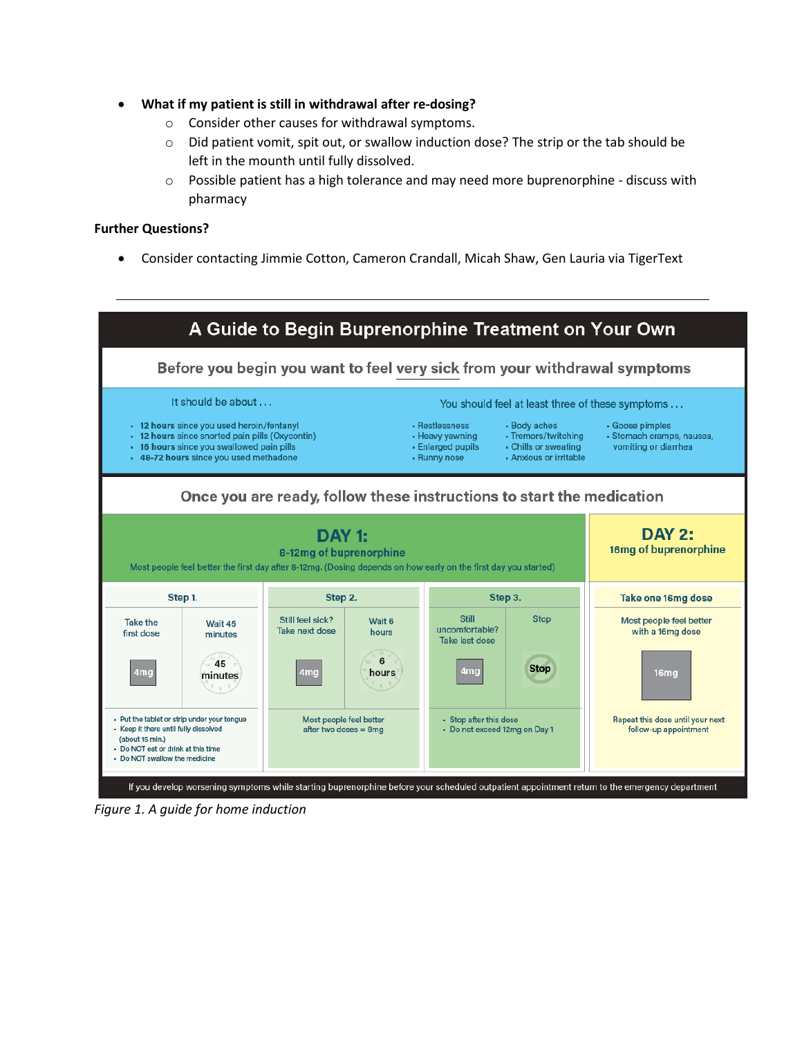- **What if my patient is still in withdrawal after re-dosing?**
  - Consider other causes for withdrawal symptoms.
  - Did patient vomit, spit out, or swallow induction dose? The strip or the tab should be left in the mounth until fully dissolved.
  - Possible patient has a high tolerance and may need more buprenorphine - discuss with pharmacy

**Further Questions?**

- Consider contacting Jimmie Cotton, Cameron Crandall, Micah Shaw, Gen Lauria via TigerText

---

## A Guide to Begin Buprenorphine Treatment on Your Own

### Before you begin you want to feel very sick from your withdrawal symptoms

It should be about . . .

- **12 hours** since you used heroin/fentanyl
- **12 hours** since snorted pain pills (Oxycontin)
- **16 hours** since you swallowed pain pills
- **48-72 hours** since you used methadone

You should feel at least three of these symptoms . . .

- Restlessness
- Heavy yawning
- Enlarged pupils
- Runny nose
- Body aches
- Tremors/twitching
- Chills or sweating
- Anxious or irritable
- Goose pimples
- Stomach cramps, nausea, vomiting or diarrhea

### Once you are ready, follow these instructions to start the medication

**DAY 1:**
**8-12mg of buprenorphine**
Most people feel better the first day after 8-12mg. (Dosing depends on how early on the first day you started)

**Step 1.**

Take the first dose — 4mg

Wait 45 minutes — 45 minutes

- Put the tablet or strip under your tongue
- Keep it there until fully dissolved (about 15 min.)
- Do NOT eat or drink at this time
- Do NOT swallow the medicine

**Step 2.**

Still feel sick? Take next dose — 4mg

Wait 6 hours — 6 hours

Most people feel better after two doses = 8mg

**Step 3.**

Still uncomfortable? Take last dose — 4mg

Stop — Stop

- Stop after this dose
- Do not exceed 12mg on Day 1

**DAY 2:**
**16mg of buprenorphine**

Take one 16mg dose

Most people feel better with a 16mg dose — 16mg

Repeat this dose until your next follow-up appointment

If you develop worsening symptoms while starting buprenorphine before your scheduled outpatient appointment return to the emergency department

*Figure 1. A guide for home induction*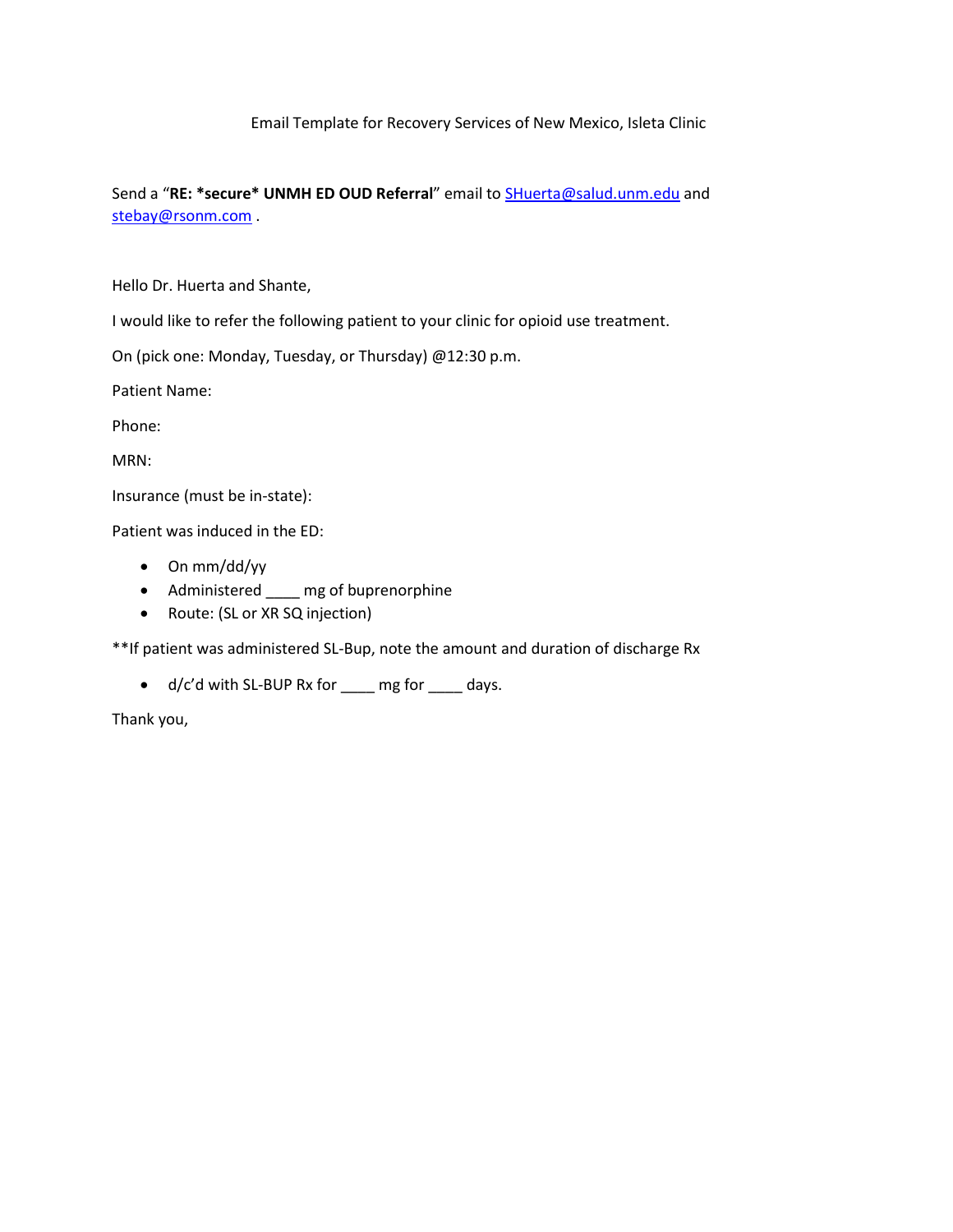Email Template for Recovery Services of New Mexico, Isleta Clinic

Send a “**RE: *secure* UNMH ED OUD Referral**” email to SHuerta@salud.unm.edu and stebay@rsonm.com .

Hello Dr. Huerta and Shante,

I would like to refer the following patient to your clinic for opioid use treatment.

On (pick one: Monday, Tuesday, or Thursday) @12:30 p.m.

Patient Name:

Phone:

MRN:

Insurance (must be in-state):

Patient was induced in the ED:

- On mm/dd/yy
- Administered ____ mg of buprenorphine
- Route: (SL or XR SQ injection)

**If patient was administered SL-Bup, note the amount and duration of discharge Rx

- d/c’d with SL-BUP Rx for ____ mg for ____ days.

Thank you,